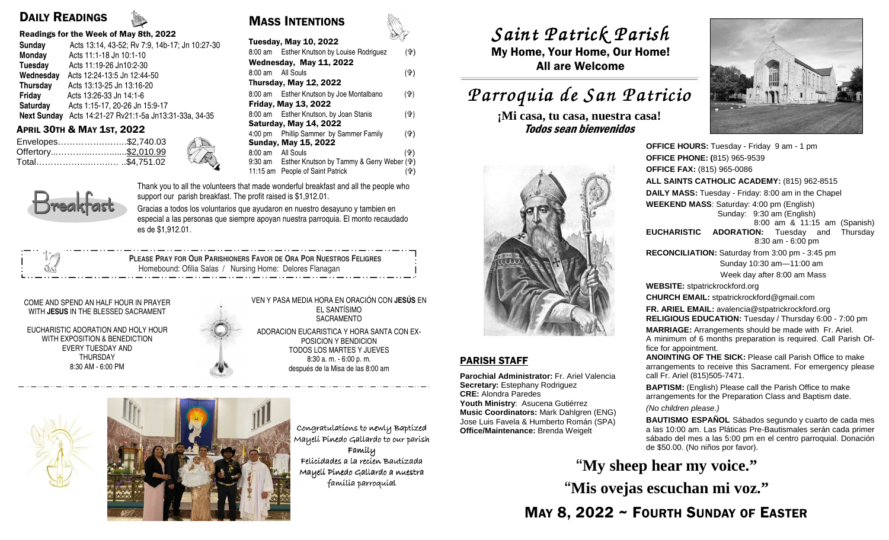## DAILY READINGS

### Readings for the Week of May 8th, 2022

| | |
|---|---|
| **Sunday** | Acts 13:14, 43-52; Rv 7:9, 14b-17; Jn 10:27-30 |
| **Monday** | Acts 11:1-18 Jn 10:1-10 |
| **Tuesday** | Acts 11:19-26 Jn10:2-30 |
| **Wednesday** | Acts 12:24-13:5 Jn 12:44-50 |
| **Thursday** | Acts 13:13-25 Jn 13:16-20 |
| **Friday** | Acts 13:26-33 Jn 14:1-6 |
| **Saturday** | Acts 1:15-17, 20-26 Jn 15:9-17 |
| **Next Sunday** | Acts 14:21-27 Rv21:1-5a Jn13:31-33a, 34-35 |

### APRIL 30TH & MAY 1ST, 2022

| | |
|---|---|
| Envelopes | $2,740.03 |
| Offertory | $2,010.99 |
| Total | $4,751.02 |

## MASS INTENTIONS

**Tuesday, May 10, 2022**
8:00 am Esther Knutson by Louise Rodriguez (✞)

**Wednesday, May 11, 2022**
8:00 am All Souls (✞)

**Thursday, May 12, 2022**
8:00 am Esther Knutson by Joe Montalbano (✞)

**Friday, May 13, 2022**
8:00 am Esther Knutson, by Joan Stanis (✞)

**Saturday, May 14, 2022**
4:00 pm Phillip Sammer by Sammer Family (✞)

**Sunday, May 15, 2022**
8:00 am All Souls (✞)
9:30 am Esther Knutson by Tammy & Gerry Weber (✞)
11:15 am People of Saint Patrick (✞)

Breakfast

Thank you to all the volunteers that made wonderful breakfast and all the people who support our parish breakfast. The profit raised is $1,912.01.

Gracias a todos los voluntarios que ayudaron en nuestro desayuno y tambien en especial a las personas que siempre apoyan nuestra parroquia. El monto recaudado es de $1,912.01.

**PLEASE PRAY FOR OUR PARISHIONERS FAVOR DE ORA POR NUESTROS FELIGRES**
Homebound: Ofilia Salas / Nursing Home: Delores Flanagan

COME AND SPEND AN HALF HOUR IN PRAYER WITH **JESUS** IN THE BLESSED SACRAMENT

EUCHARISTIC ADORATION AND HOLY HOUR WITH EXPOSITION & BENEDICTION EVERY TUESDAY AND THURSDAY 8:30 AM - 6:00 PM

VEN Y PASA MEDIA HORA EN ORACIÓN CON **JESÚS** EN EL SANTÍSIMO SACRAMENTO

ADORACION EUCARISTICA Y HORA SANTA CON EXPOSICION Y BENDICION TODOS LOS MARTES Y JUEVES 8:30 a. m. - 6:00 p. m. después de la Misa de las 8:00 am

Congratulations to newly Baptized Mayelí Pinedo Gallardo to our parish Family

Felicidades a la recien Bautizada Mayelí Pinedo Gallardo a nuestra familia parroquial

# *Saint Patrick Parish*

**My Home, Your Home, Our Home! All are Welcome**

# *Parroquia de San Patricio*

**¡Mi casa, tu casa, nuestra casa!**
***Todos sean bienvenidos***

## PARISH STAFF

**Parochial Administrator:** Fr. Ariel Valencia
**Secretary:** Estephany Rodriguez
**CRE:** Alondra Paredes
**Youth Ministry**: Asucena Gutiérrez
**Music Coordinators:** Mark Dahlgren (ENG)
Jose Luis Favela & Humberto Román (SPA)
**Office/Maintenance:** Brenda Weigelt

**OFFICE HOURS:** Tuesday - Friday 9 am - 1 pm
**OFFICE PHONE:** (815) 965-9539
**OFFICE FAX:** (815) 965-0086
**ALL SAINTS CATHOLIC ACADEMY:** (815) 962-8515
**DAILY MASS:** Tuesday - Friday: 8:00 am in the Chapel
**WEEKEND MASS**: Saturday: 4:00 pm (English)
Sunday: 9:30 am (English)
8:00 am & 11:15 am (Spanish)
**EUCHARISTIC ADORATION:** Tuesday and Thursday 8:30 am - 6:00 pm
**RECONCILIATION:** Saturday from 3:00 pm - 3:45 pm
Sunday 10:30 am—11:00 am
Week day after 8:00 am Mass
**WEBSITE:** stpatrickrockford.org
**CHURCH EMAIL:** stpatrickrockford@gmail.com
**FR. ARIEL EMAIL:** avalencia@stpatrickrockford.org
**RELIGIOUS EDUCATION:** Tuesday / Thursday 6:00 - 7:00 pm
**MARRIAGE:** Arrangements should be made with Fr. Ariel. A minimum of 6 months preparation is required. Call Parish Office for appointment.
**ANOINTING OF THE SICK:** Please call Parish Office to make arrangements to receive this Sacrament. For emergency please call Fr. Ariel (815)505-7471.
**BAPTISM:** (English) Please call the Parish Office to make arrangements for the Preparation Class and Baptism date. *(No children please.)*
**BAUTISMO ESPAÑOL** Sábados segundo y cuarto de cada mes a las 10:00 am. Las Pláticas Pre-Bautismales serán cada primer sábado del mes a las 5:00 pm en el centro parroquial. Donación de $50.00. (No niños por favor).

**"My sheep hear my voice."**

**"Mis ovejas escuchan mi voz."**

## MAY 8, 2022 ~ FOURTH SUNDAY OF EASTER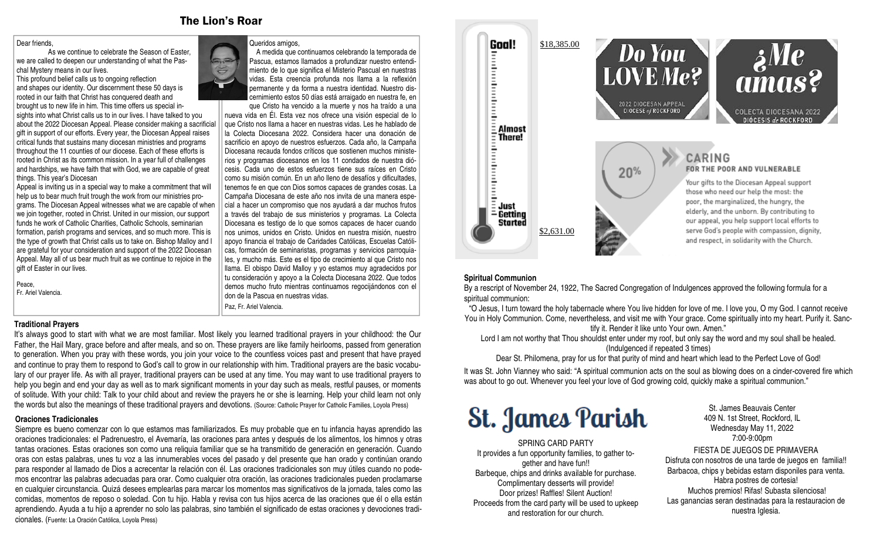# The Lion's Roar

Dear friends,

As we continue to celebrate the Season of Easter, we are called to deepen our understanding of what the Paschal Mystery means in our lives.
This profound belief calls us to ongoing reflection and shapes our identity. Our discernment these 50 days is rooted in our faith that Christ has conquered death and brought us to new life in him. This time offers us special insights into what Christ calls us to in our lives. I have talked to you about the 2022 Diocesan Appeal. Please consider making a sacrificial gift in support of our efforts. Every year, the Diocesan Appeal raises critical funds that sustains many diocesan ministries and programs throughout the 11 counties of our diocese. Each of these efforts is rooted in Christ as its common mission. In a year full of challenges and hardships, we have faith that with God, we are capable of great things. This year's Diocesan
Appeal is inviting us in a special way to make a commitment that will help us to bear much fruit trough the work from our ministries programs. The Diocesan Appeal witnesses what we are capable of when we join together, rooted in Christ. United in our mission, our support funds he work of Catholic Charities, Catholic Schools, seminarian formation, parish programs and services, and so much more. This is the type of growth that Christ calls us to take on. Bishop Malloy and I are grateful for your consideration and support of the 2022 Diocesan Appeal. May all of us bear much fruit as we continue to rejoice in the gift of Easter in our lives.

Peace,
Fr. Ariel Valencia.

Queridos amigos,

A medida que continuamos celebrando la temporada de Pascua, estamos llamados a profundizar nuestro entendimiento de lo que significa el Misterio Pascual en nuestras vidas. Esta creencia profunda nos llama a la reflexión permanente y da forma a nuestra identidad. Nuestro discernimiento estos 50 días está arraigado en nuestra fe, en que Cristo ha vencido a la muerte y nos ha traído a una nueva vida en Él. Esta vez nos ofrece una visión especial de lo que Cristo nos llama a hacer en nuestras vidas. Les he hablado de la Colecta Diocesana 2022. Considera hacer una donación de sacrificio en apoyo de nuestros esfuerzos. Cada año, la Campaña Diocesana recauda fondos críticos que sostienen muchos ministerios y programas diocesanos en los 11 condados de nuestra diócesis. Cada uno de estos esfuerzos tiene sus raíces en Cristo como su misión común. En un año lleno de desafíos y dificultades, tenemos fe en que con Dios somos capaces de grandes cosas. La Campaña Diocesana de este año nos invita de una manera especial a hacer un compromiso que nos ayudará a dar muchos frutos a través del trabajo de sus ministerios y programas. La Colecta Diocesana es testigo de lo que somos capaces de hacer cuando nos unimos, unidos en Cristo. Unidos en nuestra misión, nuestro apoyo financia el trabajo de Caridades Católicas, Escuelas Católicas, formación de seminaristas, programas y servicios parroquiales, y mucho más. Este es el tipo de crecimiento al que Cristo nos llama. El obispo David Malloy y yo estamos muy agradecidos por tu consideración y apoyo a la Colecta Diocesana 2022. Que todos demos mucho fruto mientras continuamos regocijándonos con el don de la Pascua en nuestras vidas.

Paz, Fr. Ariel Valencia.

### Traditional Prayers

It's always good to start with what we are most familiar. Most likely you learned traditional prayers in your childhood: the Our Father, the Hail Mary, grace before and after meals, and so on. These prayers are like family heirlooms, passed from generation to generation. When you pray with these words, you join your voice to the countless voices past and present that have prayed and continue to pray them to respond to God's call to grow in our relationship with him. Traditional prayers are the basic vocabulary of our prayer life. As with all prayer, traditional prayers can be used at any time. You may want to use traditional prayers to help you begin and end your day as well as to mark significant moments in your day such as meals, restful pauses, or moments of solitude. With your child: Talk to your child about and review the prayers he or she is learning. Help your child learn not only the words but also the meanings of these traditional prayers and devotions. (Source: Catholic Prayer for Catholic Families, Loyola Press)

### Oraciones Tradicionales

Siempre es bueno comenzar con lo que estamos mas familiarizados. Es muy probable que en tu infancia hayas aprendido las oraciones tradicionales: el Padrenuestro, el Avemaría, las oraciones para antes y después de los alimentos, los himnos y otras tantas oraciones. Estas oraciones son como una reliquia familiar que se ha transmitido de generación en generación. Cuando oras con estas palabras, unes tu voz a las innumerables voces del pasado y del presente que han orado y continúan orando para responder al llamado de Dios a acrecentar la relación con él. Las oraciones tradicionales son muy útiles cuando no podemos encontrar las palabras adecuadas para orar. Como cualquier otra oración, las oraciones tradicionales pueden proclamarse en cualquier circunstancia. Quizá desees emplearlas para marcar los momentos mas significativos de la jornada, tales como las comidas, momentos de reposo o soledad. Con tu hijo. Habla y revisa con tus hijos acerca de las oraciones que él o ella están aprendiendo. Ayuda a tu hijo a aprender no solo las palabras, sino también el significado de estas oraciones y devociones tradicionales. (Fuente: La Oración Católica, Loyola Press)

Goal!
$18,385.00
Almost There!
Just Getting Started
$2,631.00

Do You LOVE Me?
2022 DIOCESAN APPEAL
DIOCESE of ROCKFORD

¿Me amas?
COLECTA DIOCESANA 2022
DIÓCESIS de ROCKFORD

20%
CARING
FOR THE POOR AND VULNERABLE

Your gifts to the Diocesan Appeal support those who need our help the most: the poor, the marginalized, the hungry, the elderly, and the unborn. By contributing to our appeal, you help support local efforts to serve God's people with compassion, dignity, and respect, in solidarity with the Church.

### Spiritual Communion

By a rescript of November 24, 1922, The Sacred Congregation of Indulgences approved the following formula for a spiritual communion:

"O Jesus, I turn toward the holy tabernacle where You live hidden for love of me. I love you, O my God. I cannot receive You in Holy Communion. Come, nevertheless, and visit me with Your grace. Come spiritually into my heart. Purify it. Sanctify it. Render it like unto Your own. Amen."

Lord I am not worthy that Thou shouldst enter under my roof, but only say the word and my soul shall be healed.
(Indulgenced if repeated 3 times)

Dear St. Philomena, pray for us for that purity of mind and heart which lead to the Perfect Love of God!

It was St. John Vianney who said: "A spiritual communion acts on the soul as blowing does on a cinder-covered fire which was about to go out. Whenever you feel your love of God growing cold, quickly make a spiritual communion."

# St. James Parish

St. James Beauvais Center
409 N. 1st Street, Rockford, IL
Wednesday May 11, 2022
7:00-9:00pm

SPRING CARD PARTY
It provides a fun opportunity families, to gather together and have fun!!
Barbeque, chips and drinks available for purchase.
Complimentary desserts will provide!
Door prizes! Raffles! Silent Auction!
Proceeds from the card party will be used to upkeep and restoration for our church.

FIESTA DE JUEGOS DE PRIMAVERA
Disfruta con nosotros de una tarde de juegos en familia!!
Barbacoa, chips y bebidas estarn disponiles para venta.
Habra postres de cortesia!
Muchos premios! Rifas! Subasta silenciosa!
Las ganancias seran destinadas para la restauracion de nuestra Iglesia.